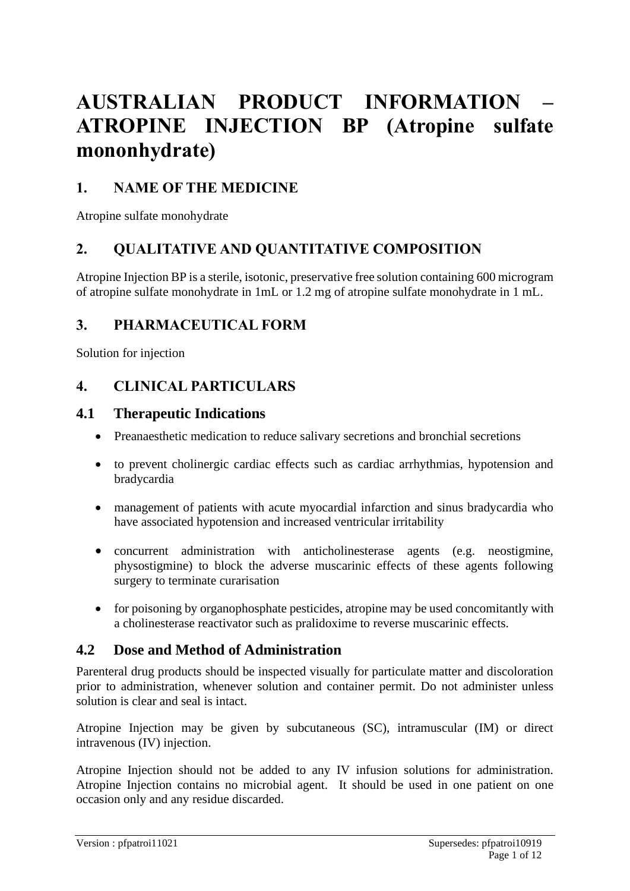# AUSTRALIAN PRODUCT INFORMATION – ATROPINE INJECTION BP (Atropine sulfate mononhydrate)

## 1. NAME OF THE MEDICINE

Atropine sulfate monohydrate

## 2. QUALITATIVE AND QUANTITATIVE COMPOSITION

Atropine Injection BP is a sterile, isotonic, preservative free solution containing 600 microgram of atropine sulfate monohydrate in 1mL or 1.2 mg of atropine sulfate monohydrate in 1 mL.

## 3. PHARMACEUTICAL FORM

Solution for injection

## 4. CLINICAL PARTICULARS

### 4.1 Therapeutic Indications

- Preanaesthetic medication to reduce salivary secretions and bronchial secretions
- to prevent cholinergic cardiac effects such as cardiac arrhythmias, hypotension and bradycardia
- management of patients with acute myocardial infarction and sinus bradycardia who have associated hypotension and increased ventricular irritability
- concurrent administration with anticholinesterase agents (e.g. neostigmine, physostigmine) to block the adverse muscarinic effects of these agents following surgery to terminate curarisation
- for poisoning by organophosphate pesticides, atropine may be used concomitantly with a cholinesterase reactivator such as pralidoxime to reverse muscarinic effects.

### 4.2 Dose and Method of Administration

Parenteral drug products should be inspected visually for particulate matter and discoloration prior to administration, whenever solution and container permit. Do not administer unless solution is clear and seal is intact.

Atropine Injection may be given by subcutaneous (SC), intramuscular (IM) or direct intravenous (IV) injection.

Atropine Injection should not be added to any IV infusion solutions for administration. Atropine Injection contains no microbial agent. It should be used in one patient on one occasion only and any residue discarded.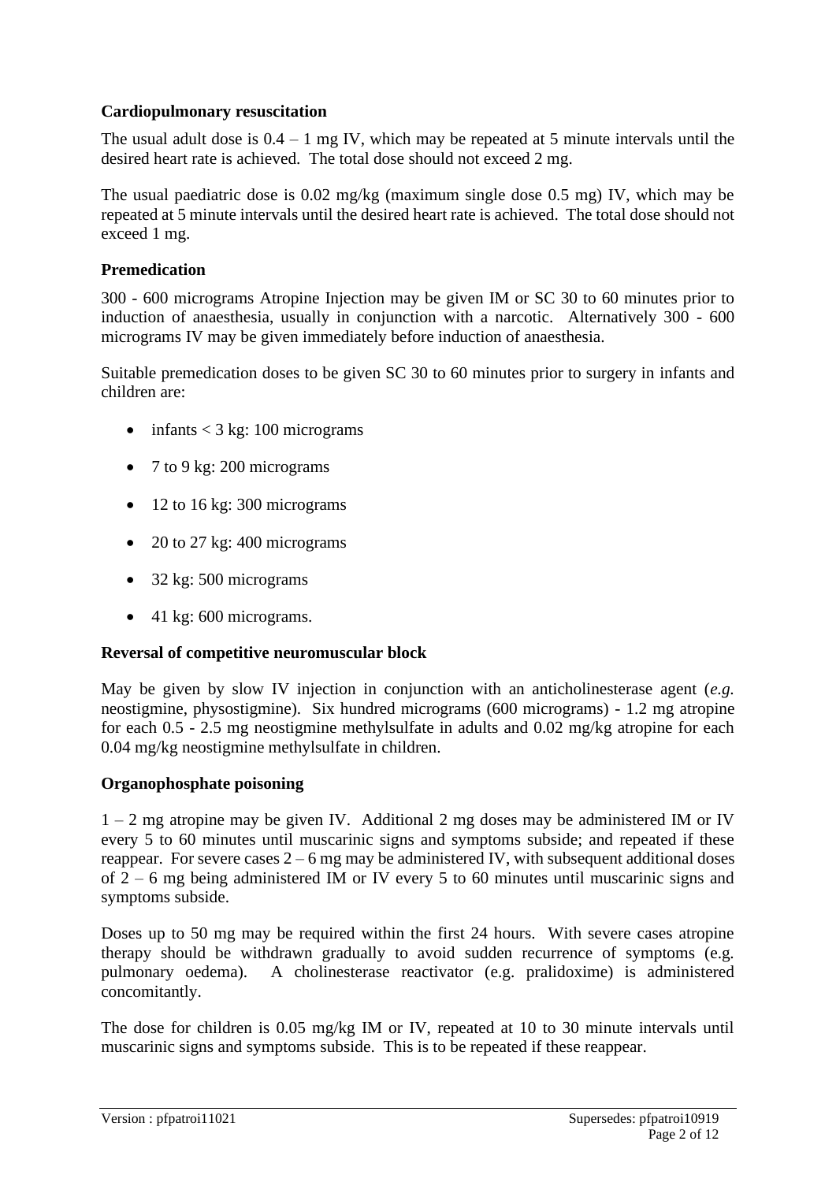**Cardiopulmonary resuscitation**

The usual adult dose is 0.4 – 1 mg IV, which may be repeated at 5 minute intervals until the desired heart rate is achieved. The total dose should not exceed 2 mg.

The usual paediatric dose is 0.02 mg/kg (maximum single dose 0.5 mg) IV, which may be repeated at 5 minute intervals until the desired heart rate is achieved. The total dose should not exceed 1 mg.

**Premedication**

300 - 600 micrograms Atropine Injection may be given IM or SC 30 to 60 minutes prior to induction of anaesthesia, usually in conjunction with a narcotic. Alternatively 300 - 600 micrograms IV may be given immediately before induction of anaesthesia.

Suitable premedication doses to be given SC 30 to 60 minutes prior to surgery in infants and children are:

- infants < 3 kg: 100 micrograms
- 7 to 9 kg: 200 micrograms
- 12 to 16 kg: 300 micrograms
- 20 to 27 kg: 400 micrograms
- 32 kg: 500 micrograms
- 41 kg: 600 micrograms.

**Reversal of competitive neuromuscular block**

May be given by slow IV injection in conjunction with an anticholinesterase agent (*e.g.* neostigmine, physostigmine). Six hundred micrograms (600 micrograms) - 1.2 mg atropine for each 0.5 - 2.5 mg neostigmine methylsulfate in adults and 0.02 mg/kg atropine for each 0.04 mg/kg neostigmine methylsulfate in children.

**Organophosphate poisoning**

1 – 2 mg atropine may be given IV. Additional 2 mg doses may be administered IM or IV every 5 to 60 minutes until muscarinic signs and symptoms subside; and repeated if these reappear. For severe cases 2 – 6 mg may be administered IV, with subsequent additional doses of 2 – 6 mg being administered IM or IV every 5 to 60 minutes until muscarinic signs and symptoms subside.

Doses up to 50 mg may be required within the first 24 hours. With severe cases atropine therapy should be withdrawn gradually to avoid sudden recurrence of symptoms (e.g. pulmonary oedema). A cholinesterase reactivator (e.g. pralidoxime) is administered concomitantly.

The dose for children is 0.05 mg/kg IM or IV, repeated at 10 to 30 minute intervals until muscarinic signs and symptoms subside. This is to be repeated if these reappear.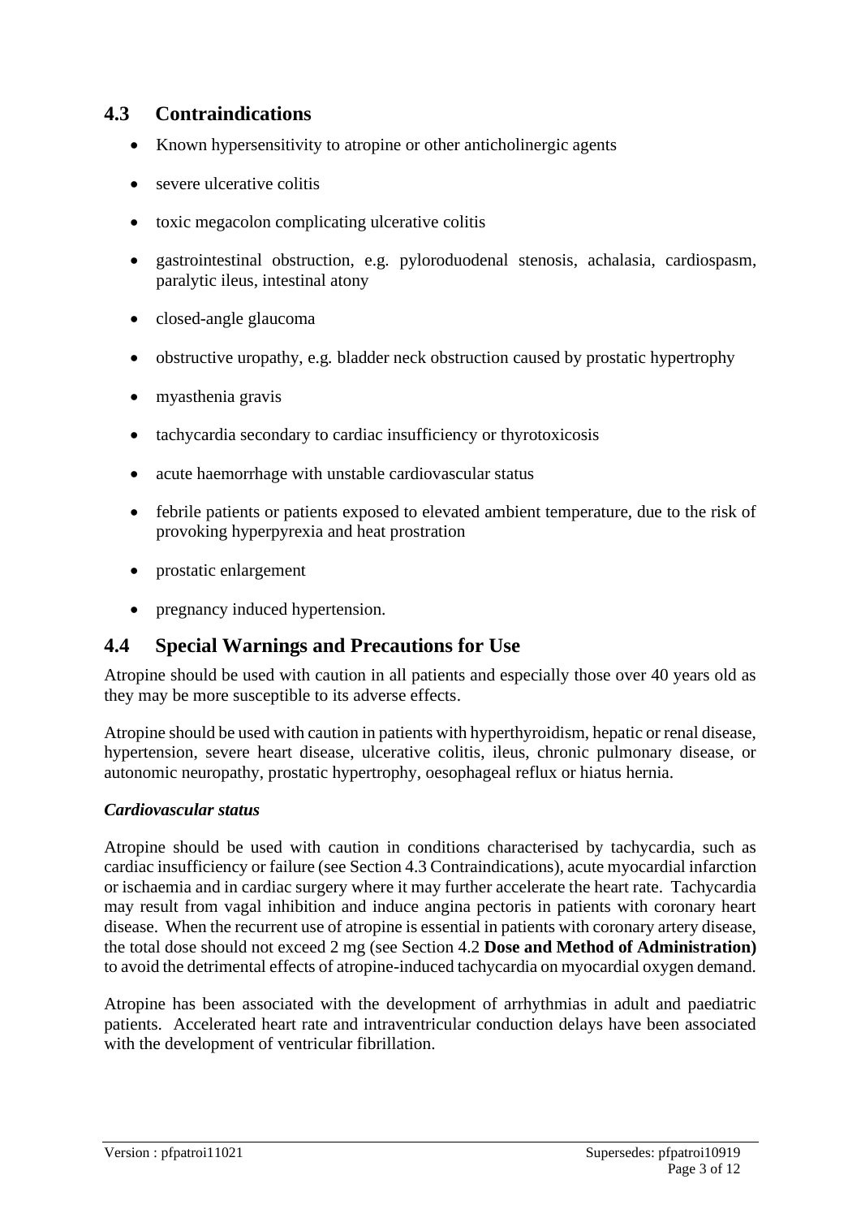## 4.3 Contraindications

- Known hypersensitivity to atropine or other anticholinergic agents
- severe ulcerative colitis
- toxic megacolon complicating ulcerative colitis
- gastrointestinal obstruction, e.g. pyloroduodenal stenosis, achalasia, cardiospasm, paralytic ileus, intestinal atony
- closed-angle glaucoma
- obstructive uropathy, e.g. bladder neck obstruction caused by prostatic hypertrophy
- myasthenia gravis
- tachycardia secondary to cardiac insufficiency or thyrotoxicosis
- acute haemorrhage with unstable cardiovascular status
- febrile patients or patients exposed to elevated ambient temperature, due to the risk of provoking hyperpyrexia and heat prostration
- prostatic enlargement
- pregnancy induced hypertension.

## 4.4 Special Warnings and Precautions for Use

Atropine should be used with caution in all patients and especially those over 40 years old as they may be more susceptible to its adverse effects.

Atropine should be used with caution in patients with hyperthyroidism, hepatic or renal disease, hypertension, severe heart disease, ulcerative colitis, ileus, chronic pulmonary disease, or autonomic neuropathy, prostatic hypertrophy, oesophageal reflux or hiatus hernia.

***Cardiovascular status***

Atropine should be used with caution in conditions characterised by tachycardia, such as cardiac insufficiency or failure (see Section 4.3 Contraindications), acute myocardial infarction or ischaemia and in cardiac surgery where it may further accelerate the heart rate. Tachycardia may result from vagal inhibition and induce angina pectoris in patients with coronary heart disease. When the recurrent use of atropine is essential in patients with coronary artery disease, the total dose should not exceed 2 mg (see Section 4.2 **Dose and Method of Administration)** to avoid the detrimental effects of atropine-induced tachycardia on myocardial oxygen demand.

Atropine has been associated with the development of arrhythmias in adult and paediatric patients. Accelerated heart rate and intraventricular conduction delays have been associated with the development of ventricular fibrillation.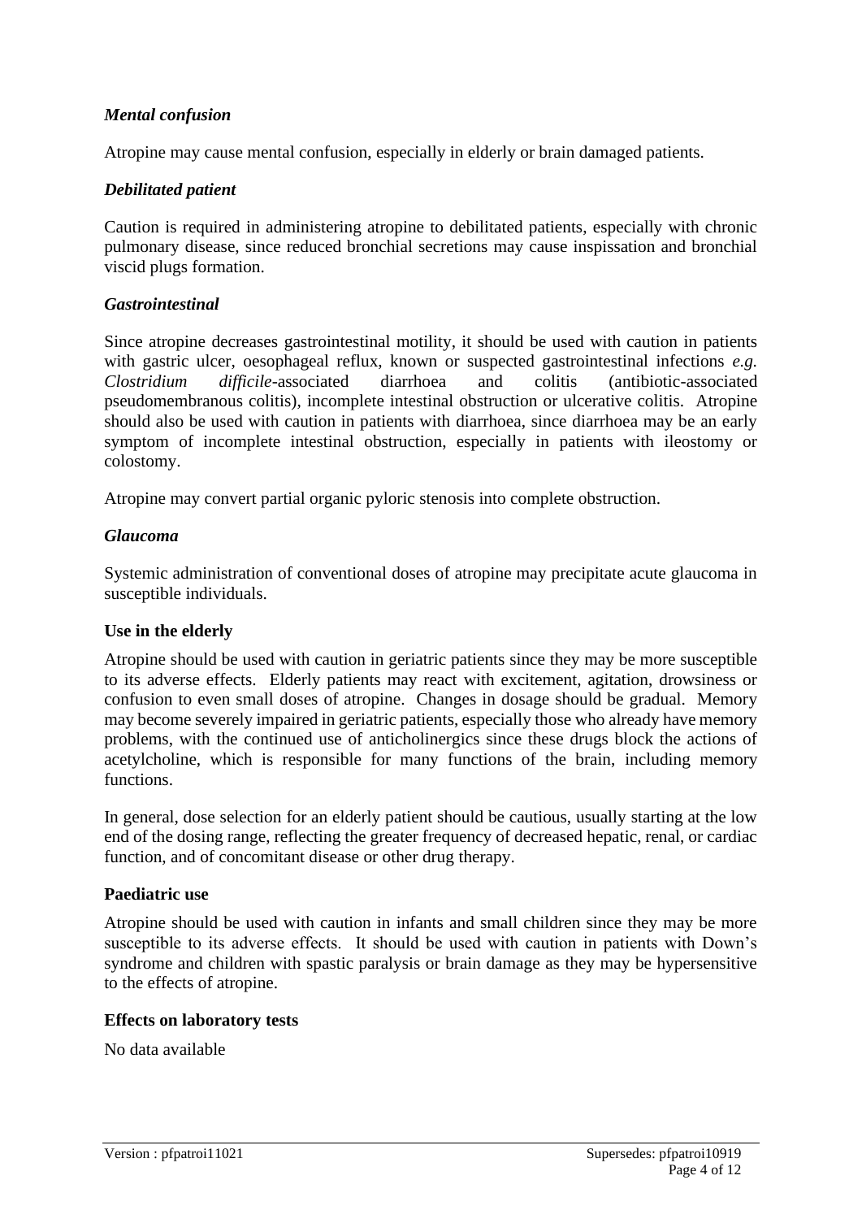***Mental confusion***

Atropine may cause mental confusion, especially in elderly or brain damaged patients.

***Debilitated patient***

Caution is required in administering atropine to debilitated patients, especially with chronic pulmonary disease, since reduced bronchial secretions may cause inspissation and bronchial viscid plugs formation.

***Gastrointestinal***

Since atropine decreases gastrointestinal motility, it should be used with caution in patients with gastric ulcer, oesophageal reflux, known or suspected gastrointestinal infections *e.g. Clostridium difficile*-associated diarrhoea and colitis (antibiotic-associated pseudomembranous colitis), incomplete intestinal obstruction or ulcerative colitis. Atropine should also be used with caution in patients with diarrhoea, since diarrhoea may be an early symptom of incomplete intestinal obstruction, especially in patients with ileostomy or colostomy.

Atropine may convert partial organic pyloric stenosis into complete obstruction.

***Glaucoma***

Systemic administration of conventional doses of atropine may precipitate acute glaucoma in susceptible individuals.

**Use in the elderly**

Atropine should be used with caution in geriatric patients since they may be more susceptible to its adverse effects. Elderly patients may react with excitement, agitation, drowsiness or confusion to even small doses of atropine. Changes in dosage should be gradual. Memory may become severely impaired in geriatric patients, especially those who already have memory problems, with the continued use of anticholinergics since these drugs block the actions of acetylcholine, which is responsible for many functions of the brain, including memory functions.

In general, dose selection for an elderly patient should be cautious, usually starting at the low end of the dosing range, reflecting the greater frequency of decreased hepatic, renal, or cardiac function, and of concomitant disease or other drug therapy.

**Paediatric use**

Atropine should be used with caution in infants and small children since they may be more susceptible to its adverse effects. It should be used with caution in patients with Down's syndrome and children with spastic paralysis or brain damage as they may be hypersensitive to the effects of atropine.

**Effects on laboratory tests**

No data available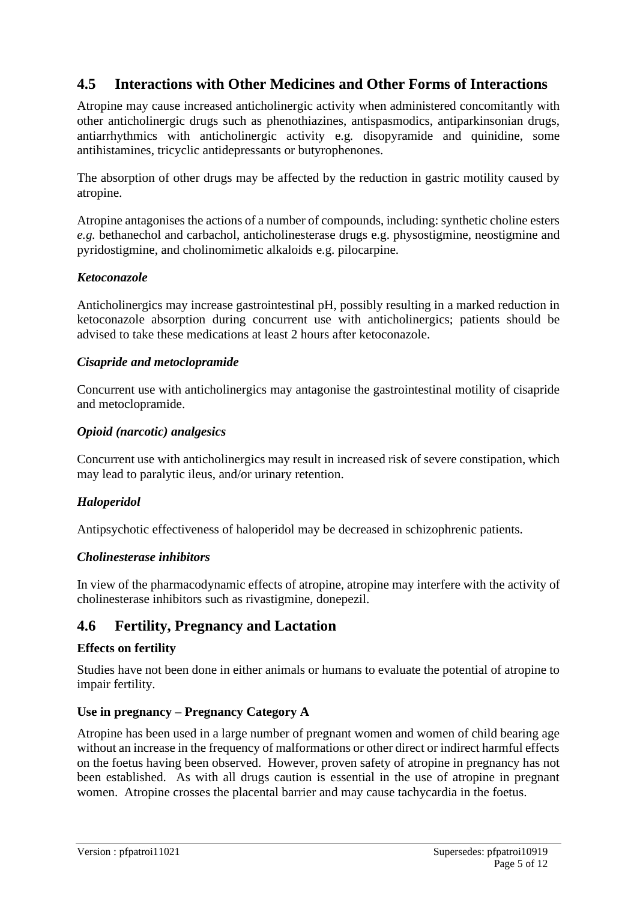## 4.5 Interactions with Other Medicines and Other Forms of Interactions

Atropine may cause increased anticholinergic activity when administered concomitantly with other anticholinergic drugs such as phenothiazines, antispasmodics, antiparkinsonian drugs, antiarrhythmics with anticholinergic activity e.g. disopyramide and quinidine, some antihistamines, tricyclic antidepressants or butyrophenones.

The absorption of other drugs may be affected by the reduction in gastric motility caused by atropine.

Atropine antagonises the actions of a number of compounds, including: synthetic choline esters *e.g.* bethanechol and carbachol, anticholinesterase drugs e.g. physostigmine, neostigmine and pyridostigmine, and cholinomimetic alkaloids e.g. pilocarpine.

### *Ketoconazole*

Anticholinergics may increase gastrointestinal pH, possibly resulting in a marked reduction in ketoconazole absorption during concurrent use with anticholinergics; patients should be advised to take these medications at least 2 hours after ketoconazole.

### *Cisapride and metoclopramide*

Concurrent use with anticholinergics may antagonise the gastrointestinal motility of cisapride and metoclopramide.

### *Opioid (narcotic) analgesics*

Concurrent use with anticholinergics may result in increased risk of severe constipation, which may lead to paralytic ileus, and/or urinary retention.

### *Haloperidol*

Antipsychotic effectiveness of haloperidol may be decreased in schizophrenic patients.

### *Cholinesterase inhibitors*

In view of the pharmacodynamic effects of atropine, atropine may interfere with the activity of cholinesterase inhibitors such as rivastigmine, donepezil.

## 4.6 Fertility, Pregnancy and Lactation

### Effects on fertility

Studies have not been done in either animals or humans to evaluate the potential of atropine to impair fertility.

### Use in pregnancy – Pregnancy Category A

Atropine has been used in a large number of pregnant women and women of child bearing age without an increase in the frequency of malformations or other direct or indirect harmful effects on the foetus having been observed. However, proven safety of atropine in pregnancy has not been established. As with all drugs caution is essential in the use of atropine in pregnant women. Atropine crosses the placental barrier and may cause tachycardia in the foetus.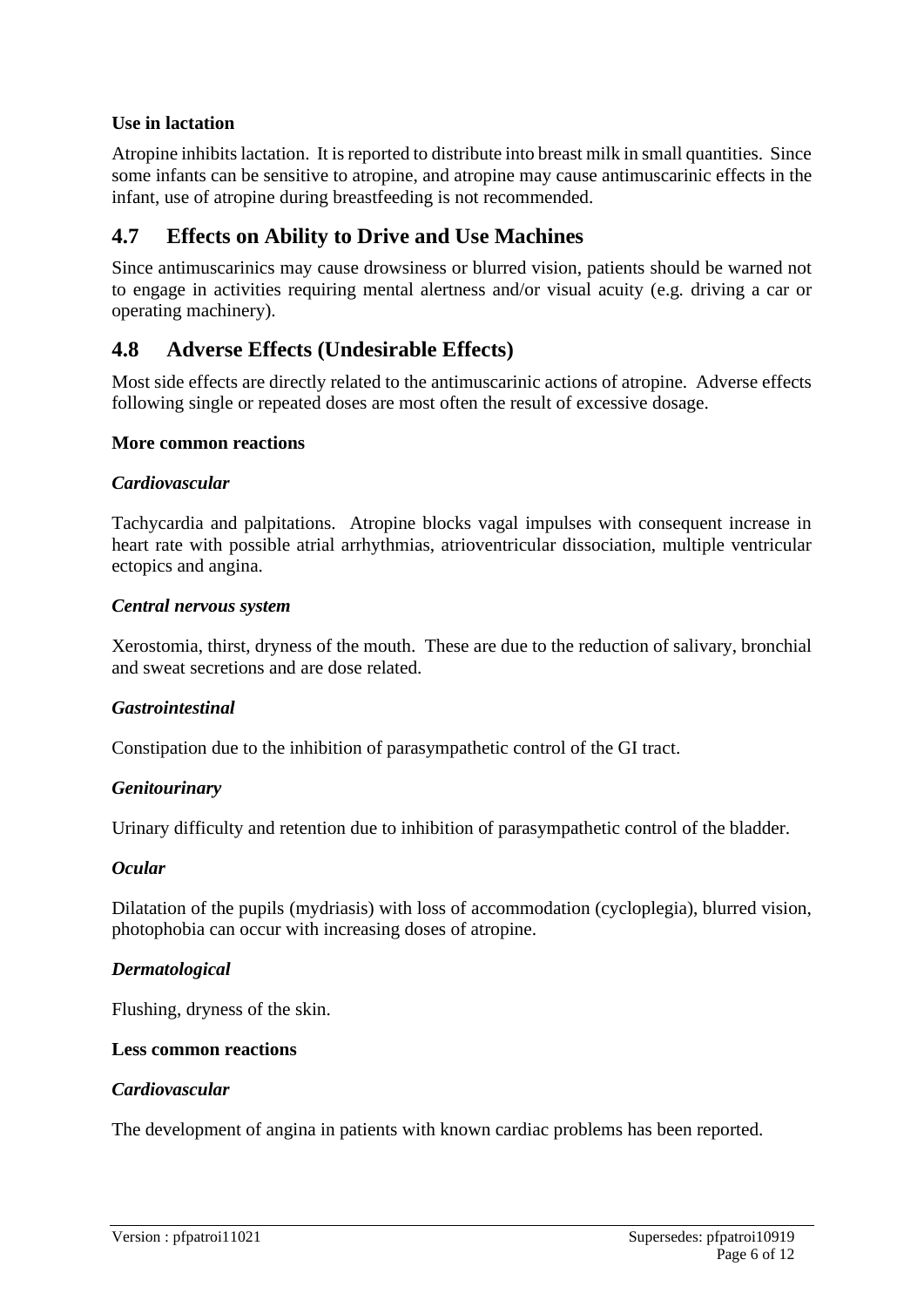**Use in lactation**

Atropine inhibits lactation. It is reported to distribute into breast milk in small quantities. Since some infants can be sensitive to atropine, and atropine may cause antimuscarinic effects in the infant, use of atropine during breastfeeding is not recommended.

## 4.7 Effects on Ability to Drive and Use Machines

Since antimuscarinics may cause drowsiness or blurred vision, patients should be warned not to engage in activities requiring mental alertness and/or visual acuity (e.g. driving a car or operating machinery).

## 4.8 Adverse Effects (Undesirable Effects)

Most side effects are directly related to the antimuscarinic actions of atropine. Adverse effects following single or repeated doses are most often the result of excessive dosage.

**More common reactions**

***Cardiovascular***

Tachycardia and palpitations. Atropine blocks vagal impulses with consequent increase in heart rate with possible atrial arrhythmias, atrioventricular dissociation, multiple ventricular ectopics and angina.

***Central nervous system***

Xerostomia, thirst, dryness of the mouth. These are due to the reduction of salivary, bronchial and sweat secretions and are dose related.

***Gastrointestinal***

Constipation due to the inhibition of parasympathetic control of the GI tract.

***Genitourinary***

Urinary difficulty and retention due to inhibition of parasympathetic control of the bladder.

***Ocular***

Dilatation of the pupils (mydriasis) with loss of accommodation (cycloplegia), blurred vision, photophobia can occur with increasing doses of atropine.

***Dermatological***

Flushing, dryness of the skin.

**Less common reactions**

***Cardiovascular***

The development of angina in patients with known cardiac problems has been reported.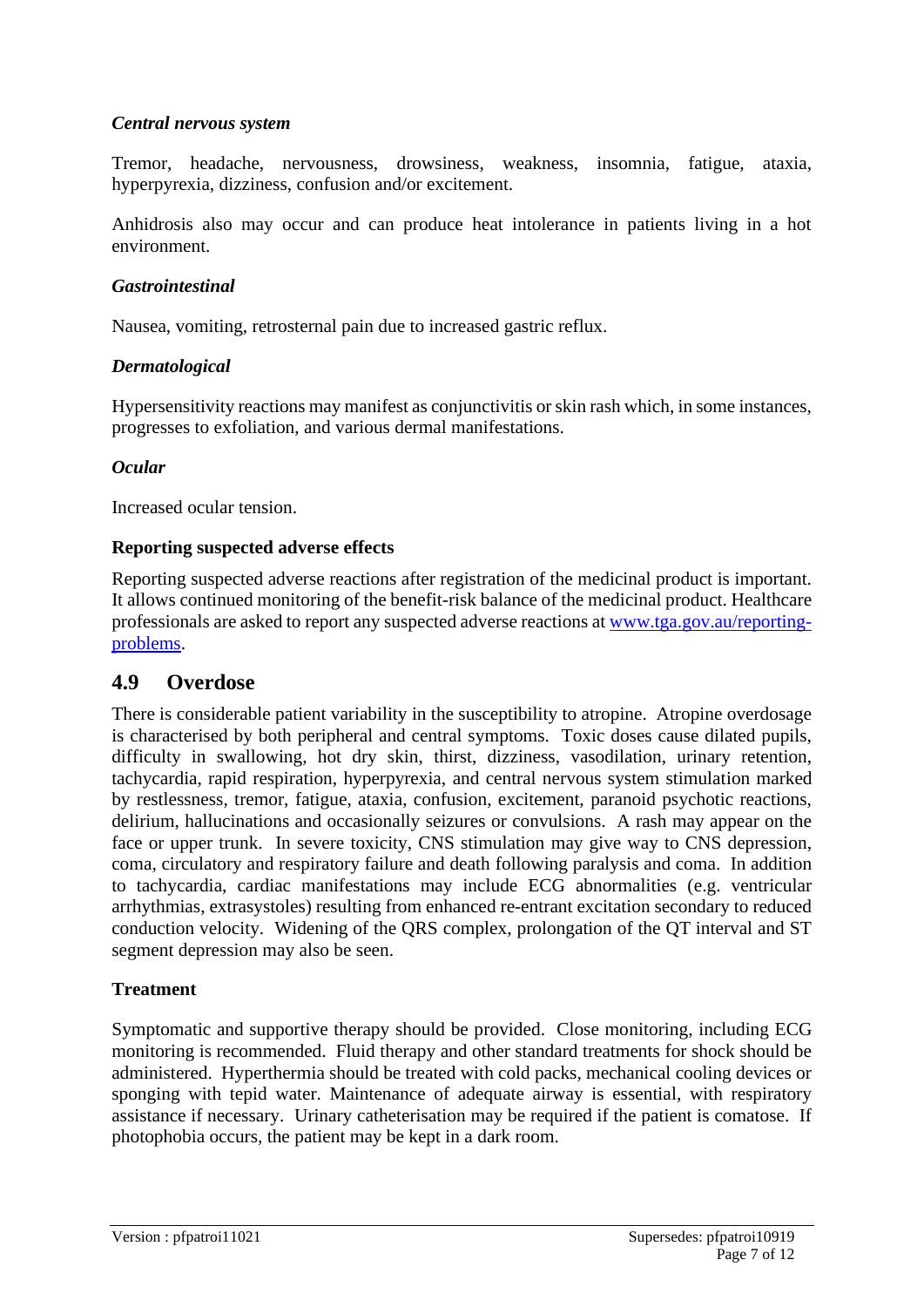***Central nervous system***

Tremor, headache, nervousness, drowsiness, weakness, insomnia, fatigue, ataxia, hyperpyrexia, dizziness, confusion and/or excitement.

Anhidrosis also may occur and can produce heat intolerance in patients living in a hot environment.

***Gastrointestinal***

Nausea, vomiting, retrosternal pain due to increased gastric reflux.

***Dermatological***

Hypersensitivity reactions may manifest as conjunctivitis or skin rash which, in some instances, progresses to exfoliation, and various dermal manifestations.

***Ocular***

Increased ocular tension.

**Reporting suspected adverse effects**

Reporting suspected adverse reactions after registration of the medicinal product is important. It allows continued monitoring of the benefit-risk balance of the medicinal product. Healthcare professionals are asked to report any suspected adverse reactions at [www.tga.gov.au/reporting-problems](www.tga.gov.au/reporting-problems).

## 4.9 Overdose

There is considerable patient variability in the susceptibility to atropine. Atropine overdosage is characterised by both peripheral and central symptoms. Toxic doses cause dilated pupils, difficulty in swallowing, hot dry skin, thirst, dizziness, vasodilation, urinary retention, tachycardia, rapid respiration, hyperpyrexia, and central nervous system stimulation marked by restlessness, tremor, fatigue, ataxia, confusion, excitement, paranoid psychotic reactions, delirium, hallucinations and occasionally seizures or convulsions. A rash may appear on the face or upper trunk. In severe toxicity, CNS stimulation may give way to CNS depression, coma, circulatory and respiratory failure and death following paralysis and coma. In addition to tachycardia, cardiac manifestations may include ECG abnormalities (e.g. ventricular arrhythmias, extrasystoles) resulting from enhanced re-entrant excitation secondary to reduced conduction velocity. Widening of the QRS complex, prolongation of the QT interval and ST segment depression may also be seen.

**Treatment**

Symptomatic and supportive therapy should be provided. Close monitoring, including ECG monitoring is recommended. Fluid therapy and other standard treatments for shock should be administered. Hyperthermia should be treated with cold packs, mechanical cooling devices or sponging with tepid water. Maintenance of adequate airway is essential, with respiratory assistance if necessary. Urinary catheterisation may be required if the patient is comatose. If photophobia occurs, the patient may be kept in a dark room.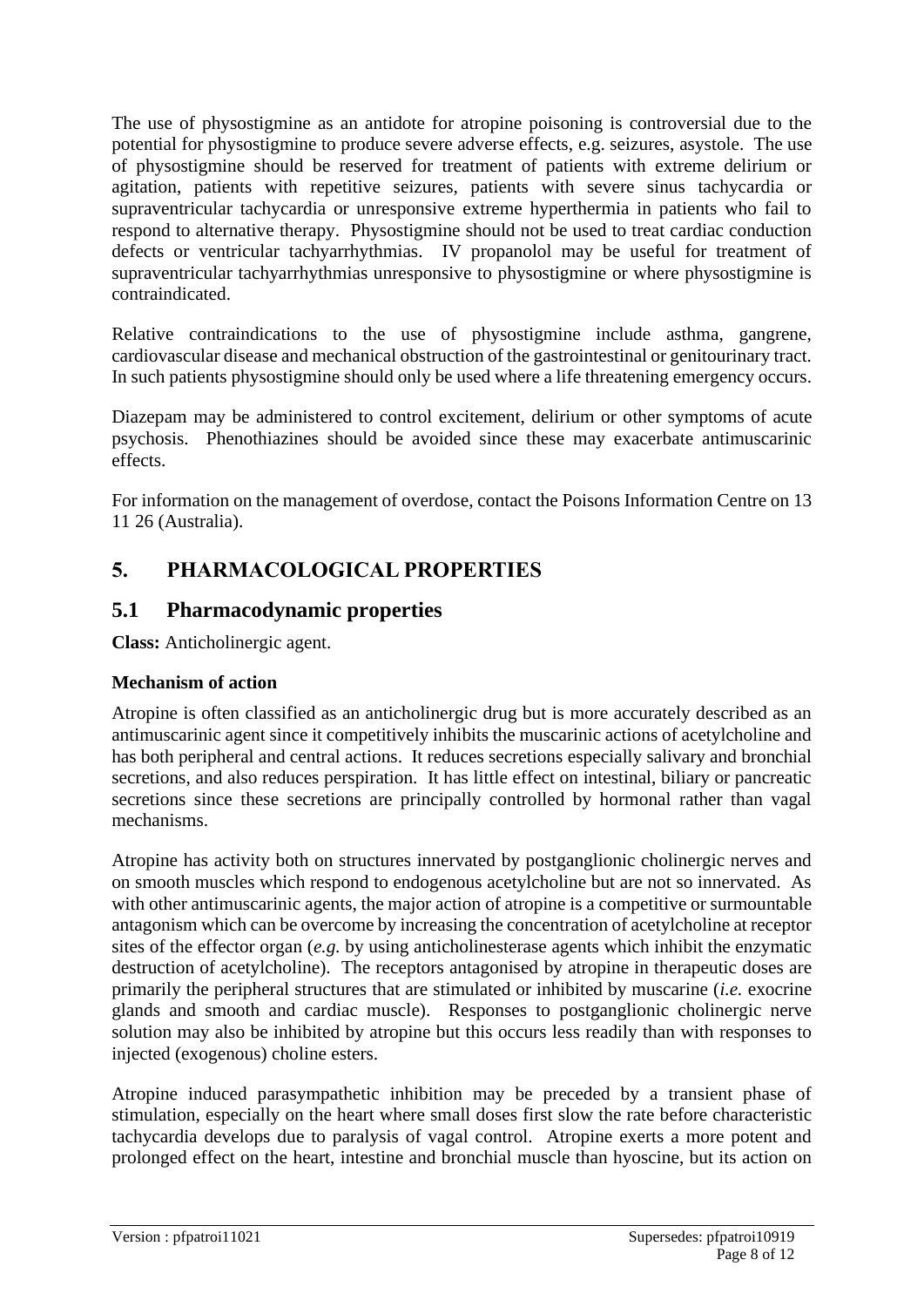The use of physostigmine as an antidote for atropine poisoning is controversial due to the potential for physostigmine to produce severe adverse effects, e.g. seizures, asystole. The use of physostigmine should be reserved for treatment of patients with extreme delirium or agitation, patients with repetitive seizures, patients with severe sinus tachycardia or supraventricular tachycardia or unresponsive extreme hyperthermia in patients who fail to respond to alternative therapy. Physostigmine should not be used to treat cardiac conduction defects or ventricular tachyarrhythmias. IV propanolol may be useful for treatment of supraventricular tachyarrhythmias unresponsive to physostigmine or where physostigmine is contraindicated.

Relative contraindications to the use of physostigmine include asthma, gangrene, cardiovascular disease and mechanical obstruction of the gastrointestinal or genitourinary tract. In such patients physostigmine should only be used where a life threatening emergency occurs.

Diazepam may be administered to control excitement, delirium or other symptoms of acute psychosis. Phenothiazines should be avoided since these may exacerbate antimuscarinic effects.

For information on the management of overdose, contact the Poisons Information Centre on 13 11 26 (Australia).

# 5. PHARMACOLOGICAL PROPERTIES

## 5.1 Pharmacodynamic properties

**Class:** Anticholinergic agent.

### Mechanism of action

Atropine is often classified as an anticholinergic drug but is more accurately described as an antimuscarinic agent since it competitively inhibits the muscarinic actions of acetylcholine and has both peripheral and central actions. It reduces secretions especially salivary and bronchial secretions, and also reduces perspiration. It has little effect on intestinal, biliary or pancreatic secretions since these secretions are principally controlled by hormonal rather than vagal mechanisms.

Atropine has activity both on structures innervated by postganglionic cholinergic nerves and on smooth muscles which respond to endogenous acetylcholine but are not so innervated. As with other antimuscarinic agents, the major action of atropine is a competitive or surmountable antagonism which can be overcome by increasing the concentration of acetylcholine at receptor sites of the effector organ (*e.g.* by using anticholinesterase agents which inhibit the enzymatic destruction of acetylcholine). The receptors antagonised by atropine in therapeutic doses are primarily the peripheral structures that are stimulated or inhibited by muscarine (*i.e.* exocrine glands and smooth and cardiac muscle). Responses to postganglionic cholinergic nerve solution may also be inhibited by atropine but this occurs less readily than with responses to injected (exogenous) choline esters.

Atropine induced parasympathetic inhibition may be preceded by a transient phase of stimulation, especially on the heart where small doses first slow the rate before characteristic tachycardia develops due to paralysis of vagal control. Atropine exerts a more potent and prolonged effect on the heart, intestine and bronchial muscle than hyoscine, but its action on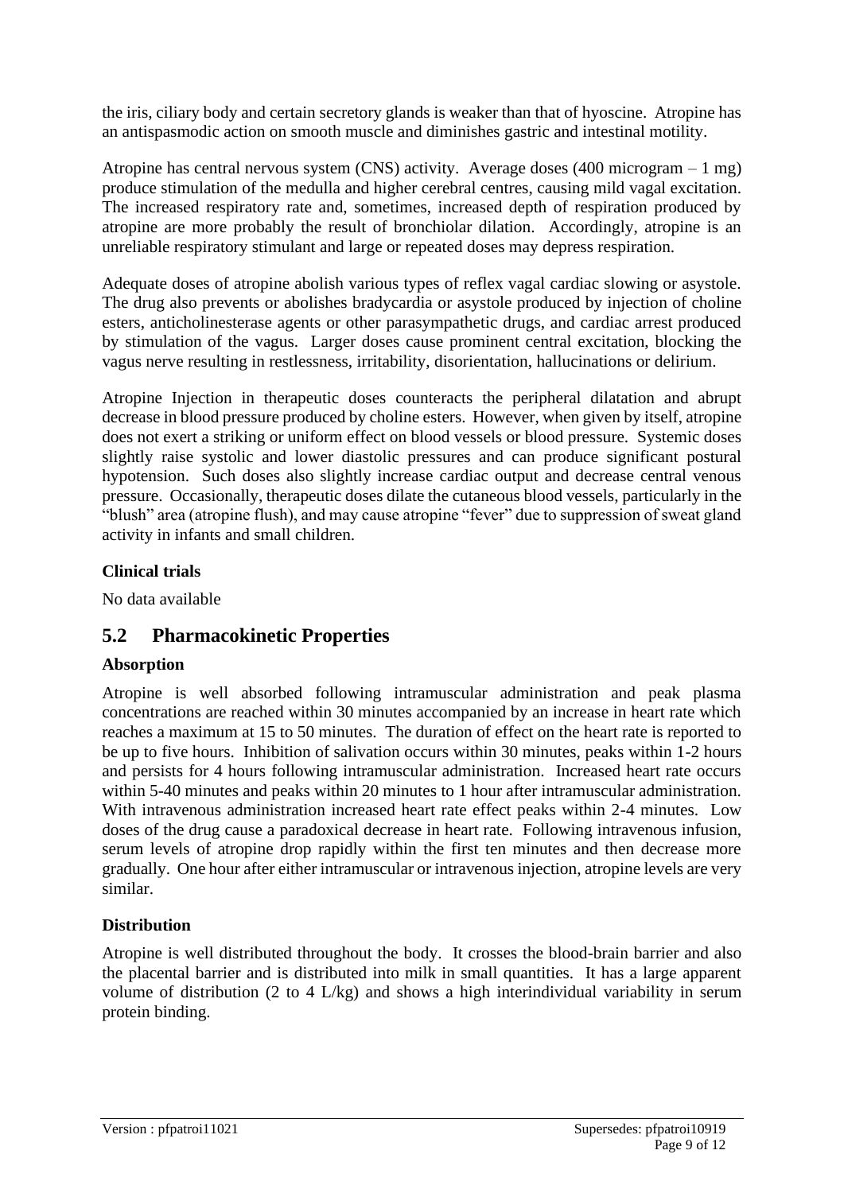the iris, ciliary body and certain secretory glands is weaker than that of hyoscine. Atropine has an antispasmodic action on smooth muscle and diminishes gastric and intestinal motility.

Atropine has central nervous system (CNS) activity. Average doses (400 microgram – 1 mg) produce stimulation of the medulla and higher cerebral centres, causing mild vagal excitation. The increased respiratory rate and, sometimes, increased depth of respiration produced by atropine are more probably the result of bronchiolar dilation. Accordingly, atropine is an unreliable respiratory stimulant and large or repeated doses may depress respiration.

Adequate doses of atropine abolish various types of reflex vagal cardiac slowing or asystole. The drug also prevents or abolishes bradycardia or asystole produced by injection of choline esters, anticholinesterase agents or other parasympathetic drugs, and cardiac arrest produced by stimulation of the vagus. Larger doses cause prominent central excitation, blocking the vagus nerve resulting in restlessness, irritability, disorientation, hallucinations or delirium.

Atropine Injection in therapeutic doses counteracts the peripheral dilatation and abrupt decrease in blood pressure produced by choline esters. However, when given by itself, atropine does not exert a striking or uniform effect on blood vessels or blood pressure. Systemic doses slightly raise systolic and lower diastolic pressures and can produce significant postural hypotension. Such doses also slightly increase cardiac output and decrease central venous pressure. Occasionally, therapeutic doses dilate the cutaneous blood vessels, particularly in the "blush" area (atropine flush), and may cause atropine "fever" due to suppression of sweat gland activity in infants and small children.

**Clinical trials**

No data available

## 5.2 Pharmacokinetic Properties

**Absorption**

Atropine is well absorbed following intramuscular administration and peak plasma concentrations are reached within 30 minutes accompanied by an increase in heart rate which reaches a maximum at 15 to 50 minutes. The duration of effect on the heart rate is reported to be up to five hours. Inhibition of salivation occurs within 30 minutes, peaks within 1-2 hours and persists for 4 hours following intramuscular administration. Increased heart rate occurs within 5-40 minutes and peaks within 20 minutes to 1 hour after intramuscular administration. With intravenous administration increased heart rate effect peaks within 2-4 minutes. Low doses of the drug cause a paradoxical decrease in heart rate. Following intravenous infusion, serum levels of atropine drop rapidly within the first ten minutes and then decrease more gradually. One hour after either intramuscular or intravenous injection, atropine levels are very similar.

**Distribution**

Atropine is well distributed throughout the body. It crosses the blood-brain barrier and also the placental barrier and is distributed into milk in small quantities. It has a large apparent volume of distribution (2 to 4 L/kg) and shows a high interindividual variability in serum protein binding.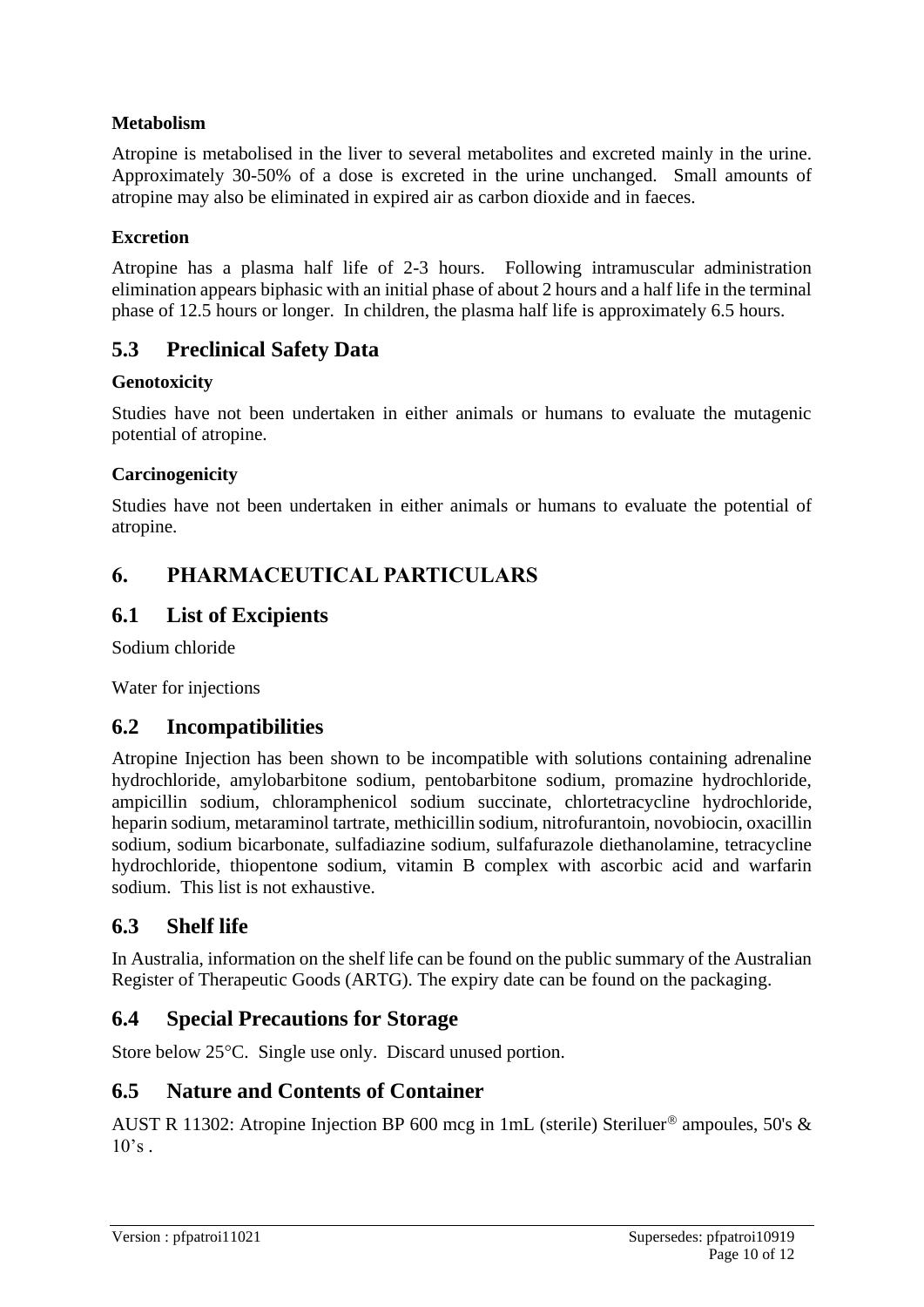**Metabolism**

Atropine is metabolised in the liver to several metabolites and excreted mainly in the urine. Approximately 30-50% of a dose is excreted in the urine unchanged. Small amounts of atropine may also be eliminated in expired air as carbon dioxide and in faeces.

**Excretion**

Atropine has a plasma half life of 2-3 hours. Following intramuscular administration elimination appears biphasic with an initial phase of about 2 hours and a half life in the terminal phase of 12.5 hours or longer. In children, the plasma half life is approximately 6.5 hours.

## 5.3 Preclinical Safety Data

**Genotoxicity**

Studies have not been undertaken in either animals or humans to evaluate the mutagenic potential of atropine.

**Carcinogenicity**

Studies have not been undertaken in either animals or humans to evaluate the potential of atropine.

# 6. PHARMACEUTICAL PARTICULARS

## 6.1 List of Excipients

Sodium chloride

Water for injections

## 6.2 Incompatibilities

Atropine Injection has been shown to be incompatible with solutions containing adrenaline hydrochloride, amylobarbitone sodium, pentobarbitone sodium, promazine hydrochloride, ampicillin sodium, chloramphenicol sodium succinate, chlortetracycline hydrochloride, heparin sodium, metaraminol tartrate, methicillin sodium, nitrofurantoin, novobiocin, oxacillin sodium, sodium bicarbonate, sulfadiazine sodium, sulfafurazole diethanolamine, tetracycline hydrochloride, thiopentone sodium, vitamin B complex with ascorbic acid and warfarin sodium. This list is not exhaustive.

## 6.3 Shelf life

In Australia, information on the shelf life can be found on the public summary of the Australian Register of Therapeutic Goods (ARTG). The expiry date can be found on the packaging.

## 6.4 Special Precautions for Storage

Store below 25°C. Single use only. Discard unused portion.

## 6.5 Nature and Contents of Container

AUST R 11302: Atropine Injection BP 600 mcg in 1mL (sterile) Steriluer® ampoules, 50's & 10's .

Version : pfpatroi11021 Supersedes: pfpatroi10919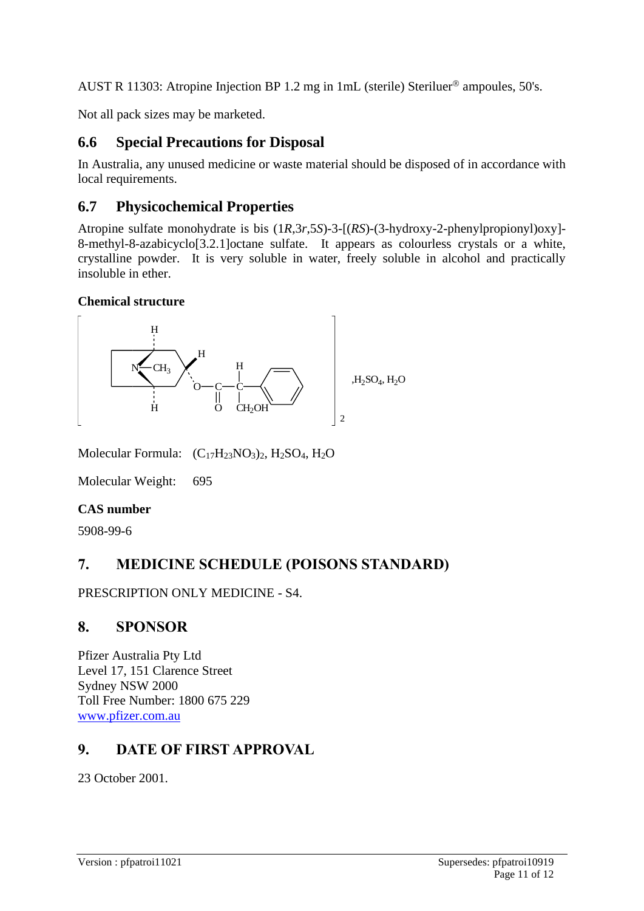AUST R 11303: Atropine Injection BP 1.2 mg in 1mL (sterile) Steriluer® ampoules, 50's.

Not all pack sizes may be marketed.

## 6.6 Special Precautions for Disposal

In Australia, any unused medicine or waste material should be disposed of in accordance with local requirements.

## 6.7 Physicochemical Properties

Atropine sulfate monohydrate is bis (1*R*,3*r*,5*S*)-3-[(*RS*)-(3-hydroxy-2-phenylpropionyl)oxy]-8-methyl-8-azabicyclo[3.2.1]octane sulfate. It appears as colourless crystals or a white, crystalline powder. It is very soluble in water, freely soluble in alcohol and practically insoluble in ether.

**Chemical structure**

Molecular Formula: $(C_{17}H_{23}NO_3)_2$, $H_2SO_4$, $H_2O$

Molecular Weight: 695

**CAS number**

5908-99-6

# 7. MEDICINE SCHEDULE (POISONS STANDARD)

PRESCRIPTION ONLY MEDICINE - S4.

# 8. SPONSOR

Pfizer Australia Pty Ltd
Level 17, 151 Clarence Street
Sydney NSW 2000
Toll Free Number: 1800 675 229
www.pfizer.com.au

# 9. DATE OF FIRST APPROVAL

23 October 2001.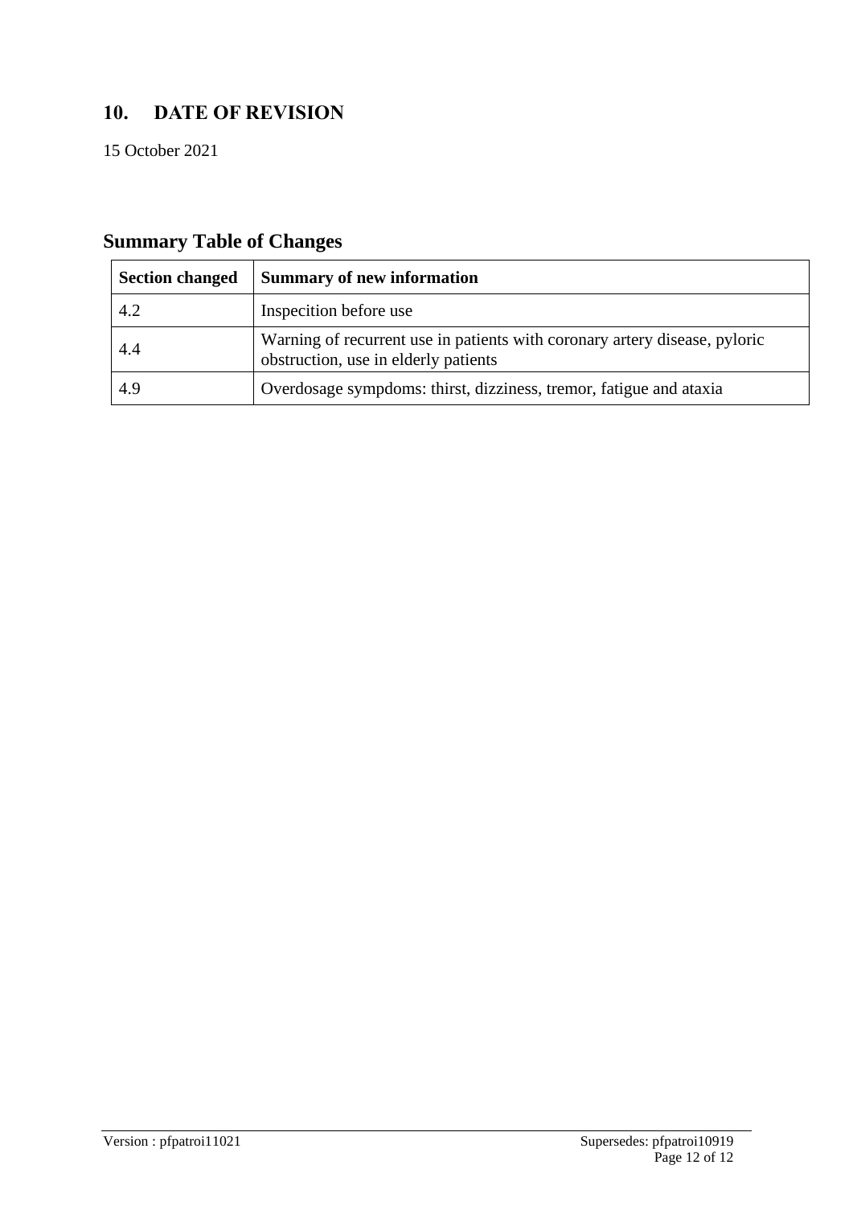## 10. DATE OF REVISION

15 October 2021

## Summary Table of Changes

| Section changed | Summary of new information |
|---|---|
| 4.2 | Inspecition before use |
| 4.4 | Warning of recurrent use in patients with coronary artery disease, pyloric obstruction, use in elderly patients |
| 4.9 | Overdosage sympdoms: thirst, dizziness, tremor, fatigue and ataxia |